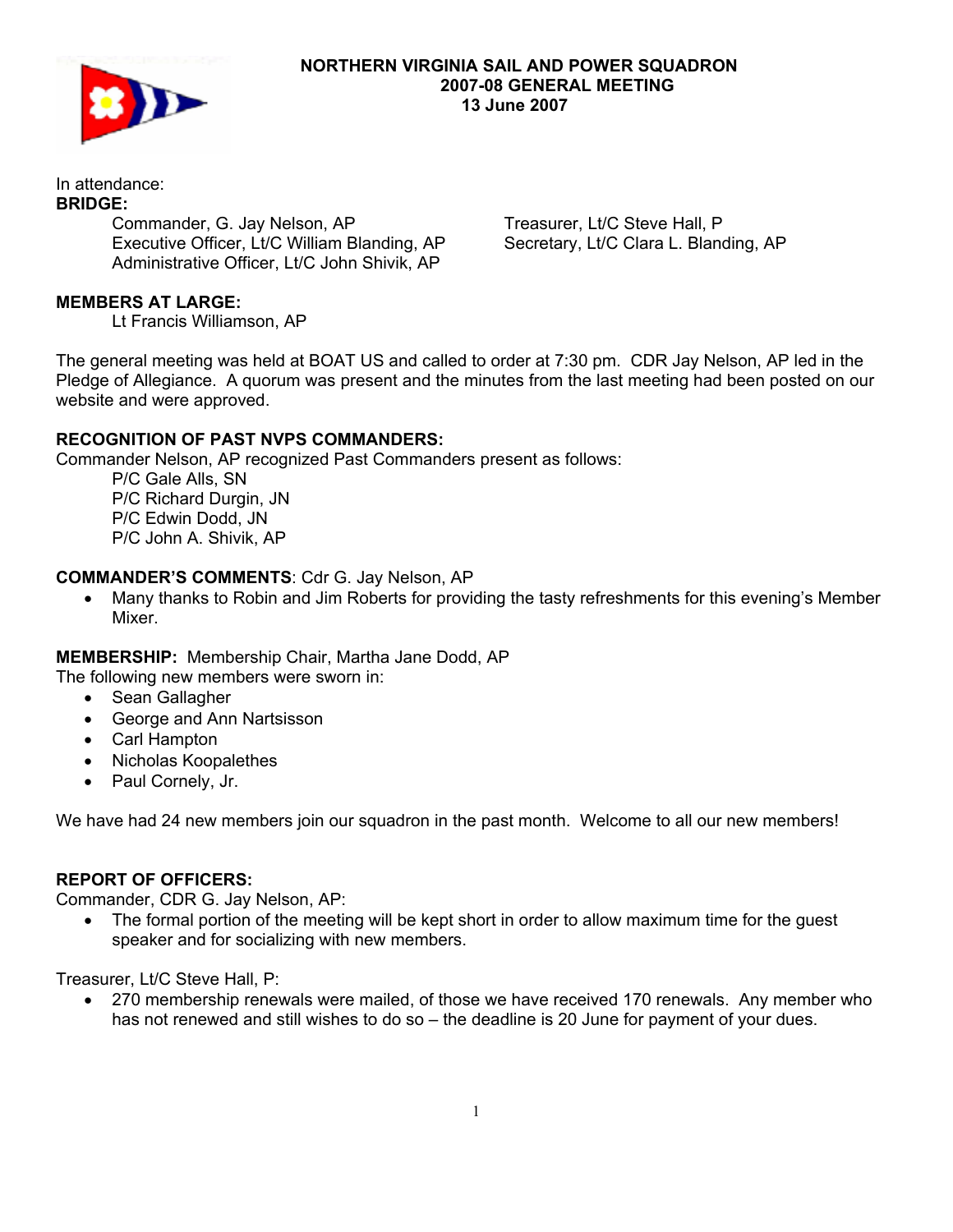# NORTHERN VIRGINIA SAIL AND POWER SQUADRON
## 2007-08 GENERAL MEETING
## 13 June 2007

In attendance:

**BRIDGE:**

Commander, G. Jay Nelson, AP
Executive Officer, Lt/C William Blanding, AP
Administrative Officer, Lt/C John Shivik, AP
Treasurer, Lt/C Steve Hall, P
Secretary, Lt/C Clara L. Blanding, AP

**MEMBERS AT LARGE:**

Lt Francis Williamson, AP

The general meeting was held at BOAT US and called to order at 7:30 pm. CDR Jay Nelson, AP led in the Pledge of Allegiance. A quorum was present and the minutes from the last meeting had been posted on our website and were approved.

**RECOGNITION OF PAST NVPS COMMANDERS:**

Commander Nelson, AP recognized Past Commanders present as follows:

P/C Gale Alls, SN
P/C Richard Durgin, JN
P/C Edwin Dodd, JN
P/C John A. Shivik, AP

**COMMANDER'S COMMENTS**: Cdr G. Jay Nelson, AP

- Many thanks to Robin and Jim Roberts for providing the tasty refreshments for this evening's Member Mixer.

**MEMBERSHIP:** Membership Chair, Martha Jane Dodd, AP

The following new members were sworn in:

- Sean Gallagher
- George and Ann Nartsisson
- Carl Hampton
- Nicholas Koopalethes
- Paul Cornely, Jr.

We have had 24 new members join our squadron in the past month. Welcome to all our new members!

**REPORT OF OFFICERS:**

Commander, CDR G. Jay Nelson, AP:

- The formal portion of the meeting will be kept short in order to allow maximum time for the guest speaker and for socializing with new members.

Treasurer, Lt/C Steve Hall, P:

- 270 membership renewals were mailed, of those we have received 170 renewals. Any member who has not renewed and still wishes to do so – the deadline is 20 June for payment of your dues.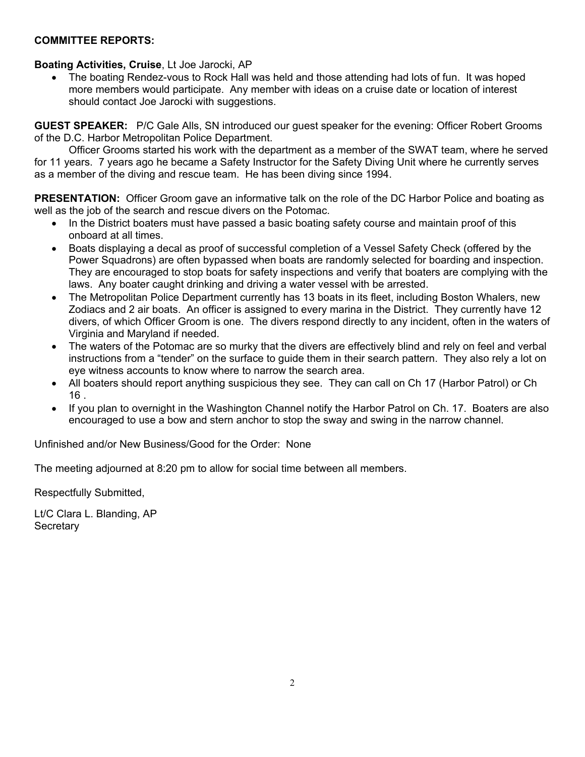**COMMITTEE REPORTS:**

**Boating Activities, Cruise**, Lt Joe Jarocki, AP

- The boating Rendez-vous to Rock Hall was held and those attending had lots of fun. It was hoped more members would participate. Any member with ideas on a cruise date or location of interest should contact Joe Jarocki with suggestions.

**GUEST SPEAKER:** P/C Gale Alls, SN introduced our guest speaker for the evening: Officer Robert Grooms of the D.C. Harbor Metropolitan Police Department.

Officer Grooms started his work with the department as a member of the SWAT team, where he served for 11 years. 7 years ago he became a Safety Instructor for the Safety Diving Unit where he currently serves as a member of the diving and rescue team. He has been diving since 1994.

**PRESENTATION:** Officer Groom gave an informative talk on the role of the DC Harbor Police and boating as well as the job of the search and rescue divers on the Potomac.

- In the District boaters must have passed a basic boating safety course and maintain proof of this onboard at all times.
- Boats displaying a decal as proof of successful completion of a Vessel Safety Check (offered by the Power Squadrons) are often bypassed when boats are randomly selected for boarding and inspection. They are encouraged to stop boats for safety inspections and verify that boaters are complying with the laws. Any boater caught drinking and driving a water vessel with be arrested.
- The Metropolitan Police Department currently has 13 boats in its fleet, including Boston Whalers, new Zodiacs and 2 air boats. An officer is assigned to every marina in the District. They currently have 12 divers, of which Officer Groom is one. The divers respond directly to any incident, often in the waters of Virginia and Maryland if needed.
- The waters of the Potomac are so murky that the divers are effectively blind and rely on feel and verbal instructions from a "tender" on the surface to guide them in their search pattern. They also rely a lot on eye witness accounts to know where to narrow the search area.
- All boaters should report anything suspicious they see. They can call on Ch 17 (Harbor Patrol) or Ch 16 .
- If you plan to overnight in the Washington Channel notify the Harbor Patrol on Ch. 17. Boaters are also encouraged to use a bow and stern anchor to stop the sway and swing in the narrow channel.

Unfinished and/or New Business/Good for the Order: None

The meeting adjourned at 8:20 pm to allow for social time between all members.

Respectfully Submitted,

Lt/C Clara L. Blanding, AP
Secretary